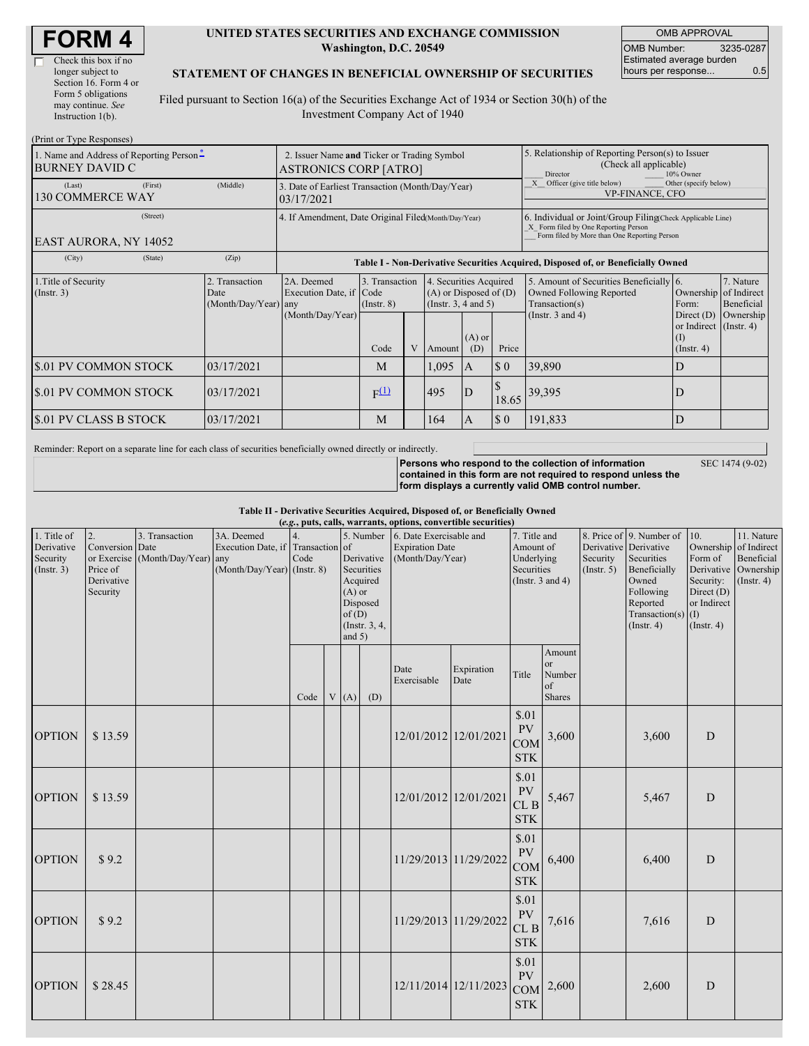# FORM 4

☐ Check this box if no longer subject to Section 16. Form 4 or Form 5 obligations may continue. *See* Instruction 1(b).

**UNITED STATES SECURITIES AND EXCHANGE COMMISSION**
**Washington, D.C. 20549**

**STATEMENT OF CHANGES IN BENEFICIAL OWNERSHIP OF SECURITIES**

Filed pursuant to Section 16(a) of the Securities Exchange Act of 1934 or Section 30(h) of the Investment Company Act of 1940

| OMB APPROVAL | |
|---|---|
| OMB Number: | 3235-0287 |
| Estimated average burden hours per response... | 0.5 |

(Print or Type Responses)

| 1. Name and Address of Reporting Person* | 2. Issuer Name and Ticker or Trading Symbol | 5. Relationship of Reporting Person(s) to Issuer (Check all applicable) |
|---|---|---|
| BURNEY DAVID C | ASTRONICS CORP [ATRO] | ___ Director ___ 10% Owner |
| (Last) (First) (Middle) 130 COMMERCE WAY | 3. Date of Earliest Transaction (Month/Day/Year) 03/17/2021 | _X_ Officer (give title below) ___ Other (specify below) VP-FINANCE, CFO |
| (Street) EAST AURORA, NY 14052 | 4. If Amendment, Date Original Filed (Month/Day/Year) | 6. Individual or Joint/Group Filing (Check Applicable Line) _X_ Form filed by One Reporting Person ___ Form filed by More than One Reporting Person |
| (City) (State) (Zip) | | |

**Table I - Non-Derivative Securities Acquired, Disposed of, or Beneficially Owned**

| 1.Title of Security (Instr. 3) | 2. Transaction Date (Month/Day/Year) | 2A. Deemed Execution Date, if any (Month/Day/Year) | 3. Transaction Code (Instr. 8) | | 4. Securities Acquired (A) or Disposed of (D) (Instr. 3, 4 and 5) | | | 5. Amount of Securities Beneficially Owned Following Reported Transaction(s) (Instr. 3 and 4) | 6. Ownership Form: Direct (D) or Indirect (I) (Instr. 4) | 7. Nature of Indirect Beneficial Ownership (Instr. 4) |
|---|---|---|---|---|---|---|---|---|---|---|
| | | | Code | V | Amount | (A) or (D) | Price | | | |
| $.01 PV COMMON STOCK | 03/17/2021 | | M | | 1,095 | A | $ 0 | 39,890 | D | |
| $.01 PV COMMON STOCK | 03/17/2021 | | F[(1)] | | 495 | D | $ 18.65 | 39,395 | D | |
| $.01 PV CLASS B STOCK | 03/17/2021 | | M | | 164 | A | $ 0 | 191,833 | D | |

Reminder: Report on a separate line for each class of securities beneficially owned directly or indirectly.

**Persons who respond to the collection of information contained in this form are not required to respond unless the form displays a currently valid OMB control number.** SEC 1474 (9-02)

**Table II - Derivative Securities Acquired, Disposed of, or Beneficially Owned**
**(*e.g.*, puts, calls, warrants, options, convertible securities)**

| 1. Title of Derivative Security (Instr. 3) | 2. Conversion or Exercise Price of Derivative Security | 3. Transaction Date (Month/Day/Year) | 3A. Deemed Execution Date, if any (Month/Day/Year) | 4. Transaction Code (Instr. 8) | | 5. Number of Derivative Securities Acquired (A) or Disposed of (D) (Instr. 3, 4, and 5) | | 6. Date Exercisable and Expiration Date (Month/Day/Year) | | 7. Title and Amount of Underlying Securities (Instr. 3 and 4) | | 8. Price of Derivative Security (Instr. 5) | 9. Number of Derivative Securities Beneficially Owned Following Reported Transaction(s) (Instr. 4) | 10. Ownership Form of Derivative Security: Direct (D) or Indirect (I) (Instr. 4) | 11. Nature of Indirect Beneficial Ownership (Instr. 4) |
|---|---|---|---|---|---|---|---|---|---|---|---|---|---|---|---|
| | | | | Code | V | (A) | (D) | Date Exercisable | Expiration Date | Title | Amount or Number of Shares | | | | |
| OPTION | $ 13.59 | | | | | | | 12/01/2012 | 12/01/2021 | $.01 PV COM STK | 3,600 | | 3,600 | D | |
| OPTION | $ 13.59 | | | | | | | 12/01/2012 | 12/01/2021 | $.01 PV CL B STK | 5,467 | | 5,467 | D | |
| OPTION | $ 9.2 | | | | | | | 11/29/2013 | 11/29/2022 | $.01 PV COM STK | 6,400 | | 6,400 | D | |
| OPTION | $ 9.2 | | | | | | | 11/29/2013 | 11/29/2022 | $.01 PV CL B STK | 7,616 | | 7,616 | D | |
| OPTION | $ 28.45 | | | | | | | 12/11/2014 | 12/11/2023 | $.01 PV COM STK | 2,600 | | 2,600 | D | |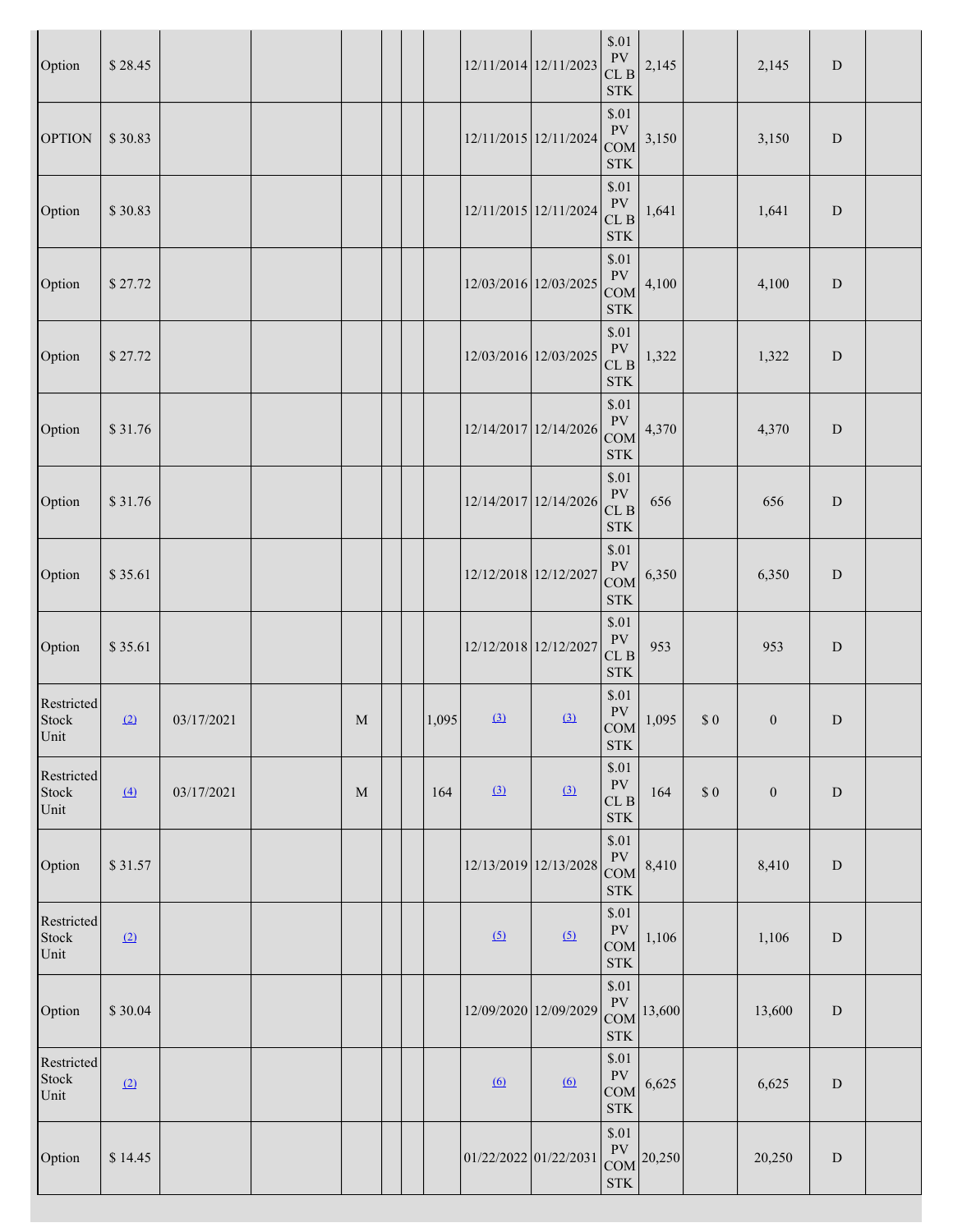| | | | | | | | | | | | | | | | |
|---|---|---|---|---|---|---|---|---|---|---|---|---|---|---|---|
| Option | $ 28.45 | | | | | | | 12/11/2014 | 12/11/2023 | $.01 PV CL B STK | 2,145 | | 2,145 | D | |
| OPTION | $ 30.83 | | | | | | | 12/11/2015 | 12/11/2024 | $.01 PV COM STK | 3,150 | | 3,150 | D | |
| Option | $ 30.83 | | | | | | | 12/11/2015 | 12/11/2024 | $.01 PV CL B STK | 1,641 | | 1,641 | D | |
| Option | $ 27.72 | | | | | | | 12/03/2016 | 12/03/2025 | $.01 PV COM STK | 4,100 | | 4,100 | D | |
| Option | $ 27.72 | | | | | | | 12/03/2016 | 12/03/2025 | $.01 PV CL B STK | 1,322 | | 1,322 | D | |
| Option | $ 31.76 | | | | | | | 12/14/2017 | 12/14/2026 | $.01 PV COM STK | 4,370 | | 4,370 | D | |
| Option | $ 31.76 | | | | | | | 12/14/2017 | 12/14/2026 | $.01 PV CL B STK | 656 | | 656 | D | |
| Option | $ 35.61 | | | | | | | 12/12/2018 | 12/12/2027 | $.01 PV COM STK | 6,350 | | 6,350 | D | |
| Option | $ 35.61 | | | | | | | 12/12/2018 | 12/12/2027 | $.01 PV CL B STK | 953 | | 953 | D | |
| Restricted Stock Unit | (2) | 03/17/2021 | | M | | | 1,095 | (3) | (3) | $.01 PV COM STK | 1,095 | $ 0 | 0 | D | |
| Restricted Stock Unit | (4) | 03/17/2021 | | M | | | 164 | (3) | (3) | $.01 PV CL B STK | 164 | $ 0 | 0 | D | |
| Option | $ 31.57 | | | | | | | 12/13/2019 | 12/13/2028 | $.01 PV COM STK | 8,410 | | 8,410 | D | |
| Restricted Stock Unit | (2) | | | | | | | (5) | (5) | $.01 PV COM STK | 1,106 | | 1,106 | D | |
| Option | $ 30.04 | | | | | | | 12/09/2020 | 12/09/2029 | $.01 PV COM STK | 13,600 | | 13,600 | D | |
| Restricted Stock Unit | (2) | | | | | | | (6) | (6) | $.01 PV COM STK | 6,625 | | 6,625 | D | |
| Option | $ 14.45 | | | | | | | 01/22/2022 | 01/22/2031 | $.01 PV COM STK | 20,250 | | 20,250 | D | |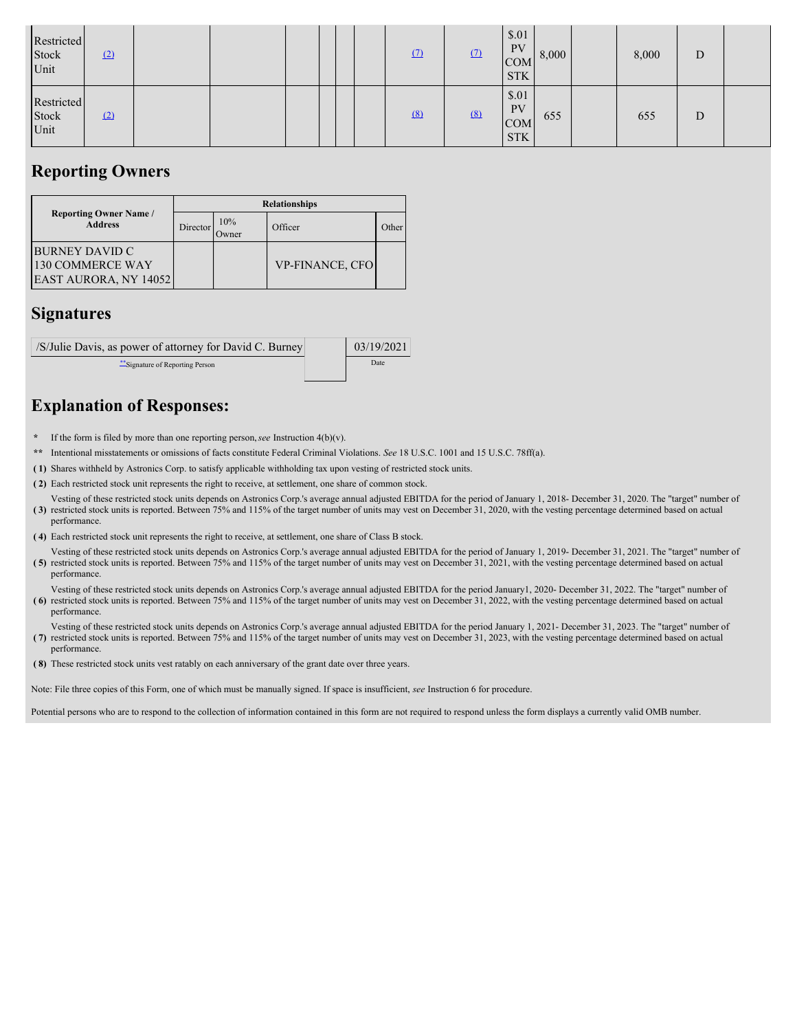| | | | | | | | | | | | | | | |
|---|---|---|---|---|---|---|---|---|---|---|---|---|---|---|
| Restricted Stock Unit | (2) | | | | | | | (7) | (7) | $.01 PV COM STK | 8,000 | | 8,000 | D | |
| Restricted Stock Unit | (2) | | | | | | | (8) | (8) | $.01 PV COM STK | 655 | | 655 | D | |

## Reporting Owners

| Reporting Owner Name / Address | Relationships | | | |
|---|---|---|---|---|
| | Director | 10% Owner | Officer | Other |
| BURNEY DAVID C<br>130 COMMERCE WAY<br>EAST AURORA, NY 14052 | | | VP-FINANCE, CFO | |

## Signatures

| | | |
|---|---|---|
| /S/Julie Davis, as power of attorney for David C. Burney | | 03/19/2021 |
| **Signature of Reporting Person | | Date |

## Explanation of Responses:

- \* If the form is filed by more than one reporting person, *see* Instruction 4(b)(v).
- \*\* Intentional misstatements or omissions of facts constitute Federal Criminal Violations. *See* 18 U.S.C. 1001 and 15 U.S.C. 78ff(a).
- ( 1) Shares withheld by Astronics Corp. to satisfy applicable withholding tax upon vesting of restricted stock units.
- ( 2) Each restricted stock unit represents the right to receive, at settlement, one share of common stock.
- ( 3) Vesting of these restricted stock units depends on Astronics Corp.'s average annual adjusted EBITDA for the period of January 1, 2018- December 31, 2020. The "target" number of restricted stock units is reported. Between 75% and 115% of the target number of units may vest on December 31, 2020, with the vesting percentage determined based on actual performance.
- ( 4) Each restricted stock unit represents the right to receive, at settlement, one share of Class B stock.
- ( 5) Vesting of these restricted stock units depends on Astronics Corp.'s average annual adjusted EBITDA for the period of January 1, 2019- December 31, 2021. The "target" number of restricted stock units is reported. Between 75% and 115% of the target number of units may vest on December 31, 2021, with the vesting percentage determined based on actual performance.
- ( 6) Vesting of these restricted stock units depends on Astronics Corp.'s average annual adjusted EBITDA for the period January1, 2020- December 31, 2022. The "target" number of restricted stock units is reported. Between 75% and 115% of the target number of units may vest on December 31, 2022, with the vesting percentage determined based on actual performance.
- ( 7) Vesting of these restricted stock units depends on Astronics Corp.'s average annual adjusted EBITDA for the period January 1, 2021- December 31, 2023. The "target" number of restricted stock units is reported. Between 75% and 115% of the target number of units may vest on December 31, 2023, with the vesting percentage determined based on actual performance.
- ( 8) These restricted stock units vest ratably on each anniversary of the grant date over three years.

Note: File three copies of this Form, one of which must be manually signed. If space is insufficient, *see* Instruction 6 for procedure.

Potential persons who are to respond to the collection of information contained in this form are not required to respond unless the form displays a currently valid OMB number.